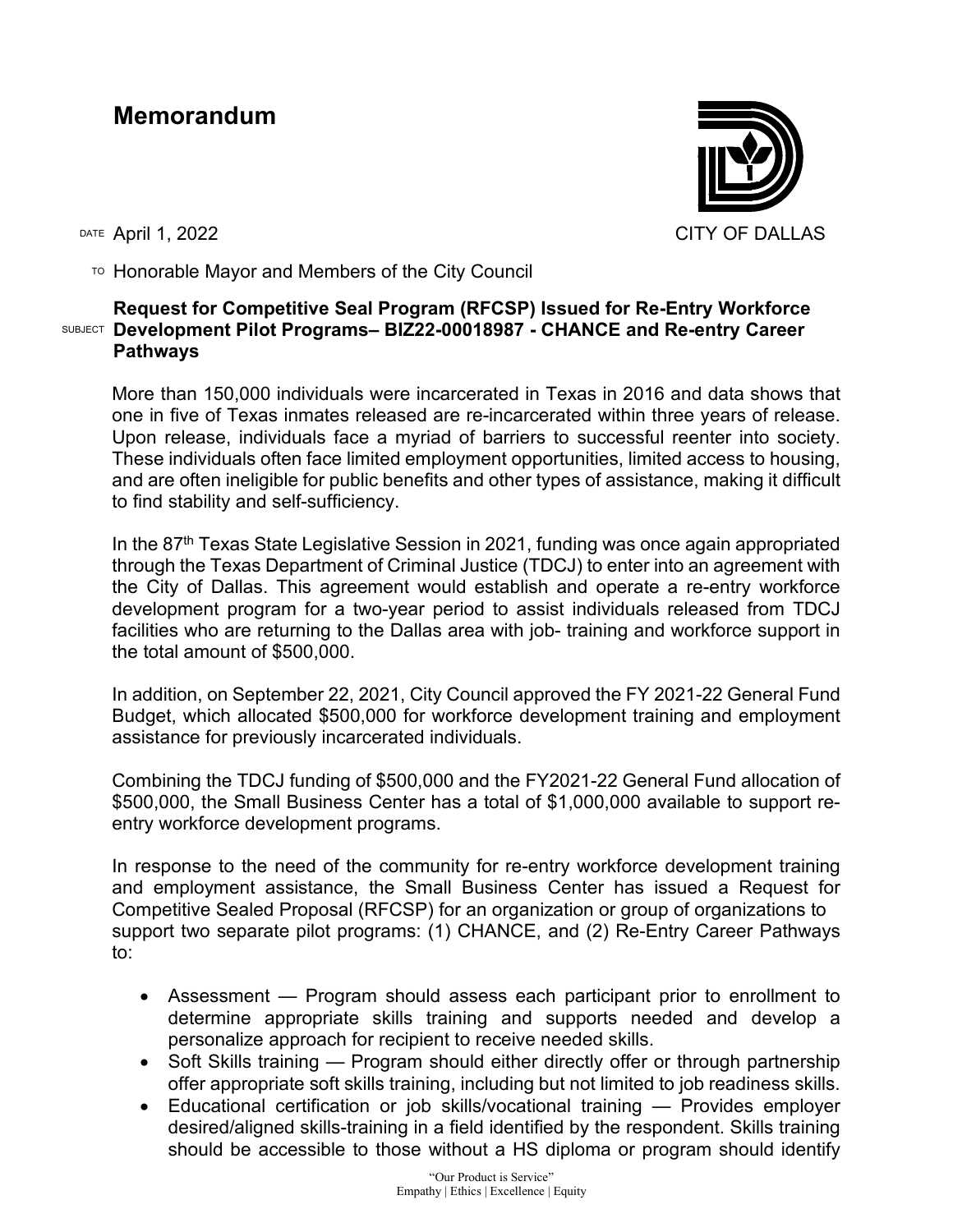# Memorandum

CITY OF DALLAS

DATE April 1, 2022

TO Honorable Mayor and Members of the City Council

SUBJECT **Request for Competitive Seal Program (RFCSP) Issued for Re-Entry Workforce Development Pilot Programs– BIZ22-00018987 - CHANCE and Re-entry Career Pathways**

More than 150,000 individuals were incarcerated in Texas in 2016 and data shows that one in five of Texas inmates released are re-incarcerated within three years of release. Upon release, individuals face a myriad of barriers to successful reenter into society. These individuals often face limited employment opportunities, limited access to housing, and are often ineligible for public benefits and other types of assistance, making it difficult to find stability and self-sufficiency.

In the 87th Texas State Legislative Session in 2021, funding was once again appropriated through the Texas Department of Criminal Justice (TDCJ) to enter into an agreement with the City of Dallas. This agreement would establish and operate a re-entry workforce development program for a two-year period to assist individuals released from TDCJ facilities who are returning to the Dallas area with job- training and workforce support in the total amount of $500,000.

In addition, on September 22, 2021, City Council approved the FY 2021-22 General Fund Budget, which allocated $500,000 for workforce development training and employment assistance for previously incarcerated individuals.

Combining the TDCJ funding of $500,000 and the FY2021-22 General Fund allocation of $500,000, the Small Business Center has a total of $1,000,000 available to support re-entry workforce development programs.

In response to the need of the community for re-entry workforce development training and employment assistance, the Small Business Center has issued a Request for Competitive Sealed Proposal (RFCSP) for an organization or group of organizations to support two separate pilot programs: (1) CHANCE, and (2) Re-Entry Career Pathways to:

- Assessment — Program should assess each participant prior to enrollment to determine appropriate skills training and supports needed and develop a personalize approach for recipient to receive needed skills.
- Soft Skills training — Program should either directly offer or through partnership offer appropriate soft skills training, including but not limited to job readiness skills.
- Educational certification or job skills/vocational training — Provides employer desired/aligned skills-training in a field identified by the respondent. Skills training should be accessible to those without a HS diploma or program should identify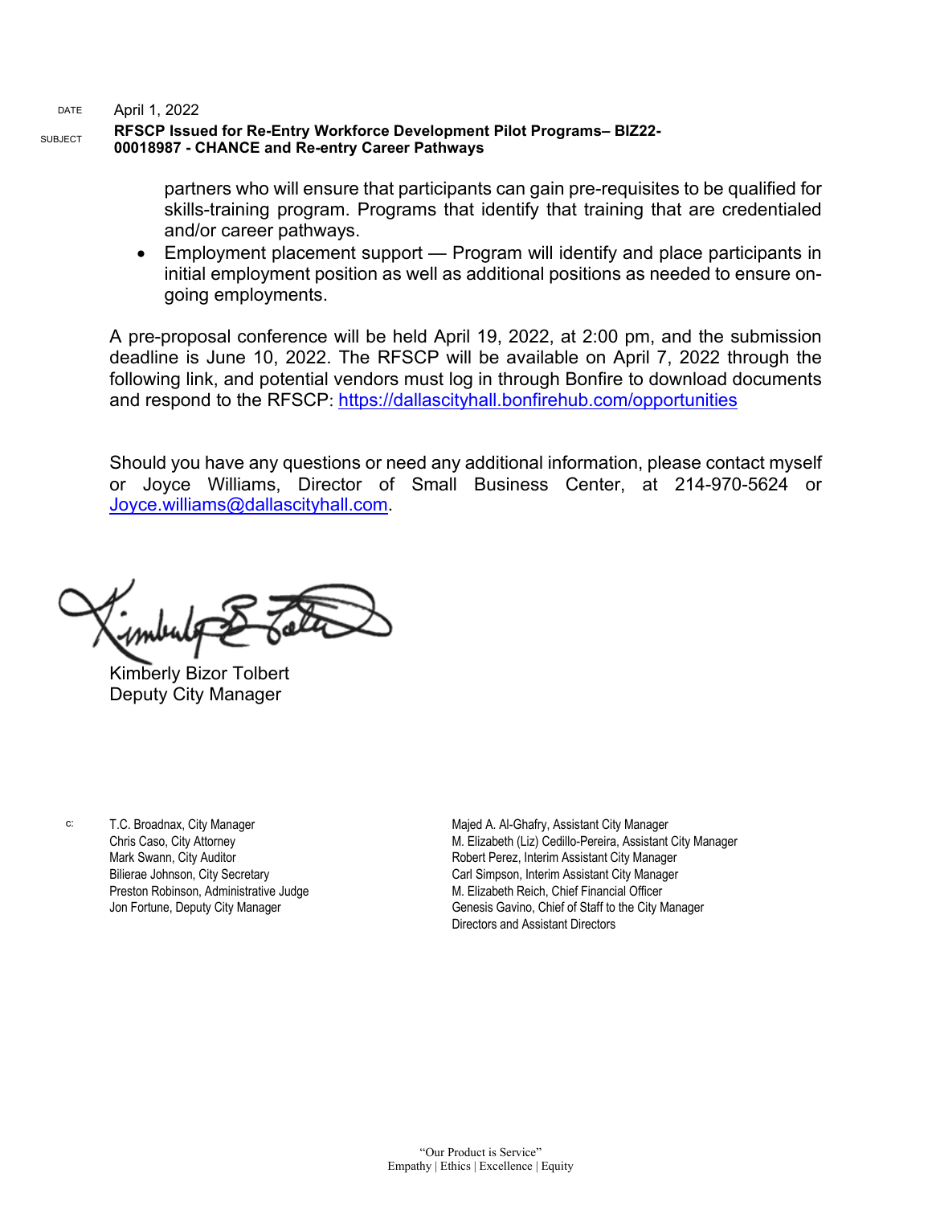DATE April 1, 2022

SUBJECT **RFSCP Issued for Re-Entry Workforce Development Pilot Programs– BIZ22-00018987 - CHANCE and Re-entry Career Pathways**

partners who will ensure that participants can gain pre-requisites to be qualified for skills-training program. Programs that identify that training that are credentialed and/or career pathways.

- Employment placement support — Program will identify and place participants in initial employment position as well as additional positions as needed to ensure on-going employments.

A pre-proposal conference will be held April 19, 2022, at 2:00 pm, and the submission deadline is June 10, 2022. The RFSCP will be available on April 7, 2022 through the following link, and potential vendors must log in through Bonfire to download documents and respond to the RFSCP: https://dallascityhall.bonfirehub.com/opportunities

Should you have any questions or need any additional information, please contact myself or Joyce Williams, Director of Small Business Center, at 214-970-5624 or Joyce.williams@dallascityhall.com.

Kimberly Bizor Tolbert
Deputy City Manager

c:
T.C. Broadnax, City Manager
Chris Caso, City Attorney
Mark Swann, City Auditor
Bilierae Johnson, City Secretary
Preston Robinson, Administrative Judge
Jon Fortune, Deputy City Manager
Majed A. Al-Ghafry, Assistant City Manager
M. Elizabeth (Liz) Cedillo-Pereira, Assistant City Manager
Robert Perez, Interim Assistant City Manager
Carl Simpson, Interim Assistant City Manager
M. Elizabeth Reich, Chief Financial Officer
Genesis Gavino, Chief of Staff to the City Manager
Directors and Assistant Directors

"Our Product is Service"
Empathy | Ethics | Excellence | Equity